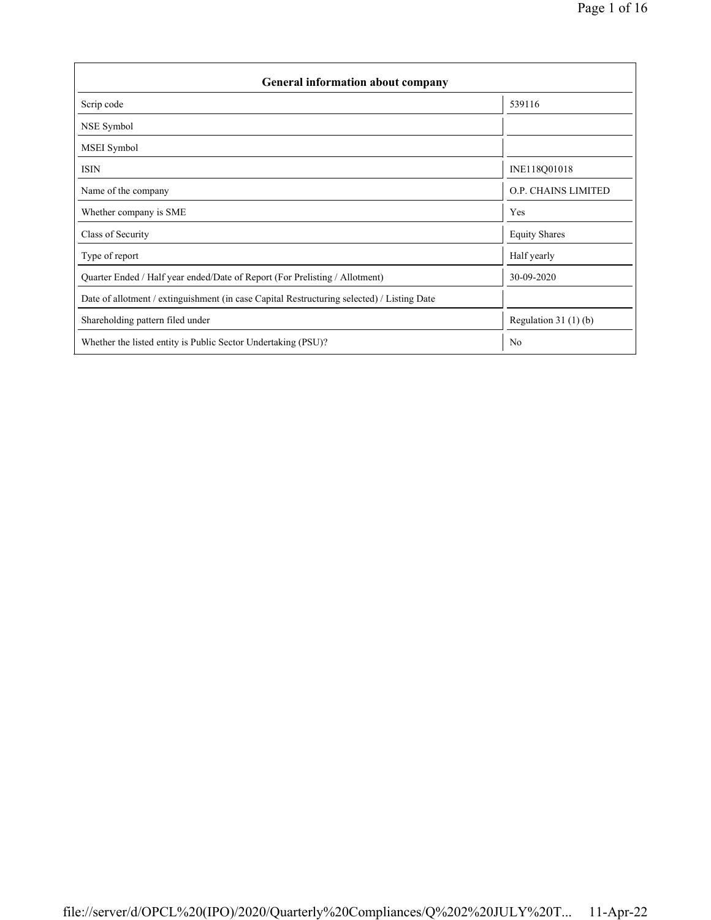| General information about company | |
|---|---|
| Scrip code | 539116 |
| NSE Symbol | |
| MSEI Symbol | |
| ISIN | INE118Q01018 |
| Name of the company | O.P. CHAINS LIMITED |
| Whether company is SME | Yes |
| Class of Security | Equity Shares |
| Type of report | Half yearly |
| Quarter Ended / Half year ended/Date of Report (For Prelisting / Allotment) | 30-09-2020 |
| Date of allotment / extinguishment (in case Capital Restructuring selected) / Listing Date | |
| Shareholding pattern filed under | Regulation 31 (1) (b) |
| Whether the listed entity is Public Sector Undertaking (PSU)? | No |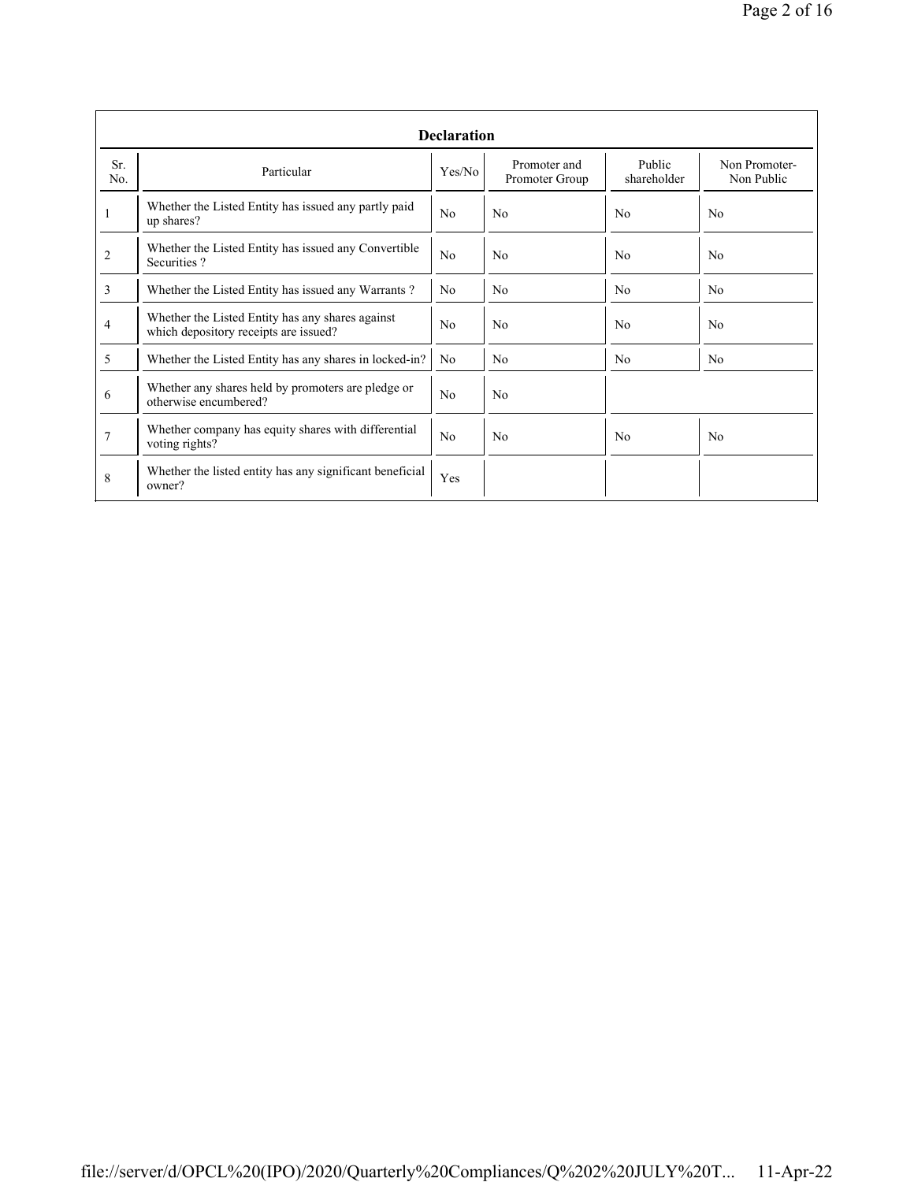| Declaration | | | | | |
|---|---|---|---|---|---|
| Sr. No. | Particular | Yes/No | Promoter and Promoter Group | Public shareholder | Non Promoter- Non Public |
| 1 | Whether the Listed Entity has issued any partly paid up shares? | No | No | No | No |
| 2 | Whether the Listed Entity has issued any Convertible Securities ? | No | No | No | No |
| 3 | Whether the Listed Entity has issued any Warrants ? | No | No | No | No |
| 4 | Whether the Listed Entity has any shares against which depository receipts are issued? | No | No | No | No |
| 5 | Whether the Listed Entity has any shares in locked-in? | No | No | No | No |
| 6 | Whether any shares held by promoters are pledge or otherwise encumbered? | No | No | | |
| 7 | Whether company has equity shares with differential voting rights? | No | No | No | No |
| 8 | Whether the listed entity has any significant beneficial owner? | Yes | | | |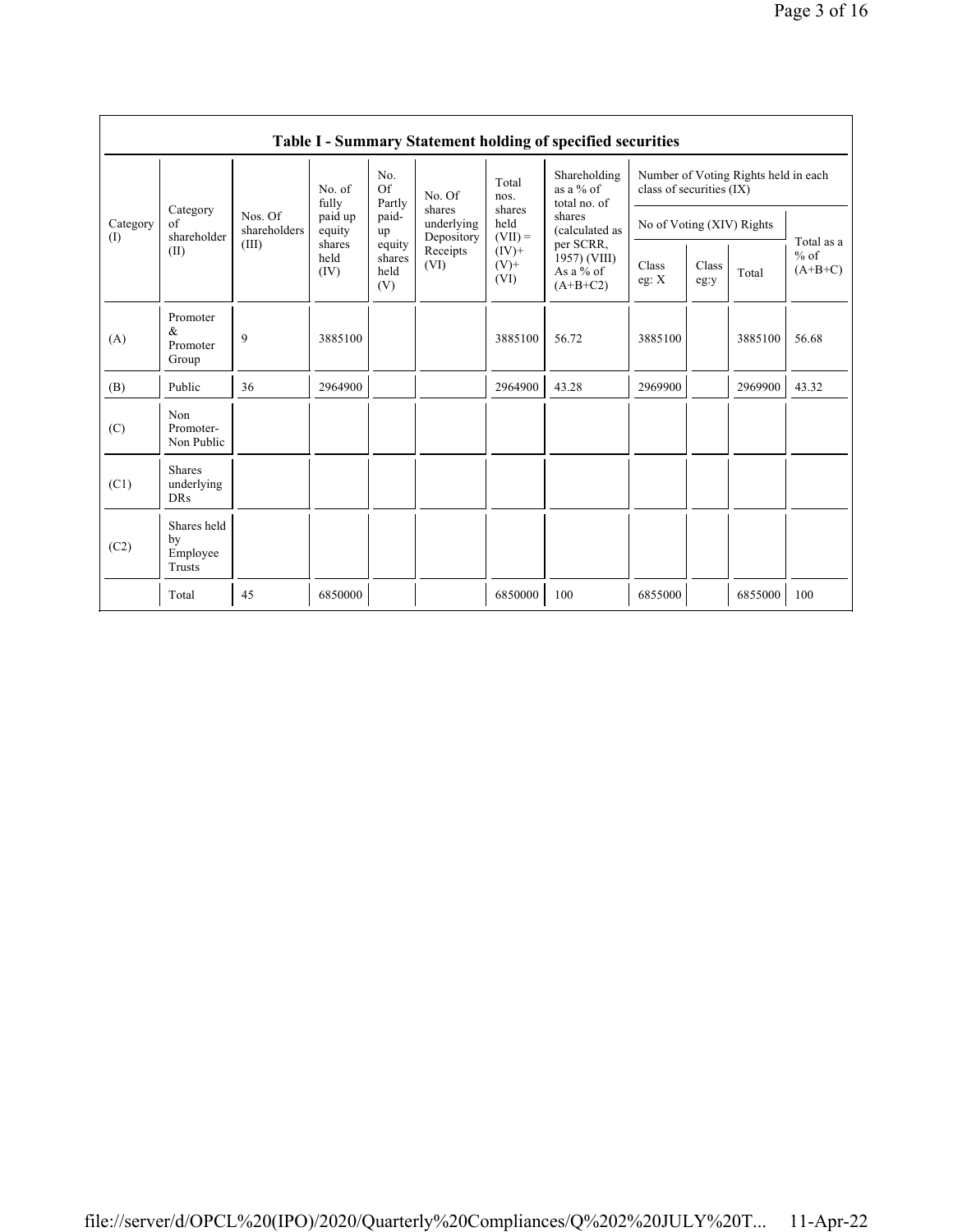| Table I - Summary Statement holding of specified securities | | | | | | | | | | | | |
|---|---|---|---|---|---|---|---|---|---|---|---|---|
| Category (I) | Category of shareholder (II) | Nos. Of shareholders (III) | No. of fully paid up equity shares held (IV) | No. Of Partly paid-up equity shares held (V) | No. Of shares underlying Depository Receipts (VI) | Total nos. shares held (VII) = (IV)+ (V)+ (VI) | Shareholding as a % of total no. of shares (calculated as per SCRR, 1957) (VIII) As a % of (A+B+C2) | Number of Voting Rights held in each class of securities (IX) | | | |
| | | | | | | | | No of Voting (XIV) Rights | | | Total as a % of (A+B+C) |
| | | | | | | | | Class eg: X | Class eg:y | Total | |
| (A) | Promoter & Promoter Group | 9 | 3885100 | | | 3885100 | 56.72 | 3885100 | | 3885100 | 56.68 |
| (B) | Public | 36 | 2964900 | | | 2964900 | 43.28 | 2969900 | | 2969900 | 43.32 |
| (C) | Non Promoter- Non Public | | | | | | | | | | |
| (C1) | Shares underlying DRs | | | | | | | | | | |
| (C2) | Shares held by Employee Trusts | | | | | | | | | | |
| | Total | 45 | 6850000 | | | 6850000 | 100 | 6855000 | | 6855000 | 100 |

file://server/d/OPCL%20(IPO)/2020/Quarterly%20Compliances/Q%202%20JULY%20T... 11-Apr-22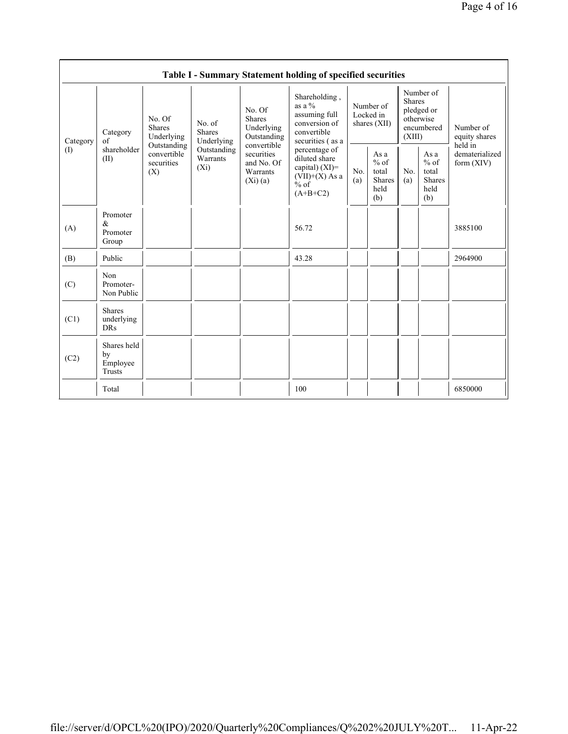| Table I - Summary Statement holding of specified securities | | | | | | | | | | | |
|---|---|---|---|---|---|---|---|---|---|---|---|
| Category (I) | Category of shareholder (II) | No. Of Shares Underlying Outstanding convertible securities (X) | No. of Shares Underlying Outstanding Warrants (Xi) | No. Of Shares Underlying Outstanding convertible securities and No. Of Warrants (Xi) (a) | Shareholding , as a % assuming full conversion of convertible securities ( as a percentage of diluted share capital) (XI)= (VII)+(X) As a % of (A+B+C2) | Number of Locked in shares (XII) | | Number of Shares pledged or otherwise encumbered (XIII) | | Number of equity shares held in dematerialized form (XIV) |
| | | | | | | No. (a) | As a % of total Shares held (b) | No. (a) | As a % of total Shares held (b) | |
| (A) | Promoter & Promoter Group | | | | 56.72 | | | | | 3885100 |
| (B) | Public | | | | 43.28 | | | | | 2964900 |
| (C) | Non Promoter- Non Public | | | | | | | | | |
| (C1) | Shares underlying DRs | | | | | | | | | |
| (C2) | Shares held by Employee Trusts | | | | | | | | | |
| | Total | | | | 100 | | | | | 6850000 |

file://server/d/OPCL%20(IPO)/2020/Quarterly%20Compliances/Q%202%20JULY%20T... 11-Apr-22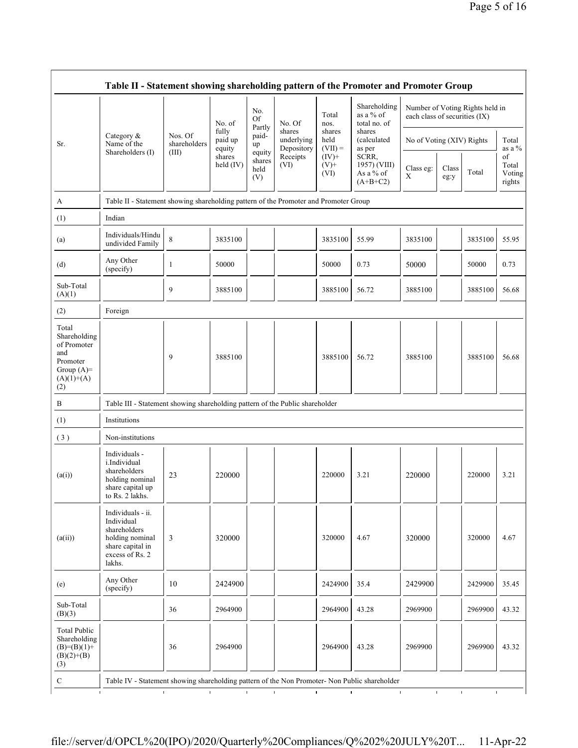## Table II - Statement showing shareholding pattern of the Promoter and Promoter Group

| Sr. | Category & Name of the Shareholders (I) | Nos. Of shareholders (III) | No. of fully paid up equity shares held (IV) | No. Of Partly paid-up equity shares held (V) | No. Of shares underlying Depository Receipts (VI) | Total nos. shares held (VII) = (IV)+ (V)+ (VI) | Shareholding as a % of total no. of shares (calculated as per SCRR, 1957) (VIII) As a % of (A+B+C2) | Number of Voting Rights held in each class of securities (IX) | | | |
|---|---|---|---|---|---|---|---|---|---|---|---|
| | | | | | | | | No of Voting (XIV) Rights | | | Total as a % of Total Voting rights |
| | | | | | | | | Class eg: X | Class eg:y | Total | |
| A | Table II - Statement showing shareholding pattern of the Promoter and Promoter Group | | | | | | | | | | |
| (1) | Indian | | | | | | | | | | |
| (a) | Individuals/Hindu undivided Family | 8 | 3835100 | | | 3835100 | 55.99 | 3835100 | | 3835100 | 55.95 |
| (d) | Any Other (specify) | 1 | 50000 | | | 50000 | 0.73 | 50000 | | 50000 | 0.73 |
| Sub-Total (A)(1) | | 9 | 3885100 | | | 3885100 | 56.72 | 3885100 | | 3885100 | 56.68 |
| (2) | Foreign | | | | | | | | | | |
| Total Shareholding of Promoter and Promoter Group (A)= (A)(1)+(A)(2) | | 9 | 3885100 | | | 3885100 | 56.72 | 3885100 | | 3885100 | 56.68 |
| B | Table III - Statement showing shareholding pattern of the Public shareholder | | | | | | | | | | |
| (1) | Institutions | | | | | | | | | | |
| (3) | Non-institutions | | | | | | | | | | |
| (a(i)) | Individuals - i.Individual shareholders holding nominal share capital up to Rs. 2 lakhs. | 23 | 220000 | | | 220000 | 3.21 | 220000 | | 220000 | 3.21 |
| (a(ii)) | Individuals - ii. Individual shareholders holding nominal share capital in excess of Rs. 2 lakhs. | 3 | 320000 | | | 320000 | 4.67 | 320000 | | 320000 | 4.67 |
| (e) | Any Other (specify) | 10 | 2424900 | | | 2424900 | 35.4 | 2429900 | | 2429900 | 35.45 |
| Sub-Total (B)(3) | | 36 | 2964900 | | | 2964900 | 43.28 | 2969900 | | 2969900 | 43.32 |
| Total Public Shareholding (B)=(B)(1)+(B)(2)+(B)(3) | | 36 | 2964900 | | | 2964900 | 43.28 | 2969900 | | 2969900 | 43.32 |
| C | Table IV - Statement showing shareholding pattern of the Non Promoter- Non Public shareholder | | | | | | | | | | |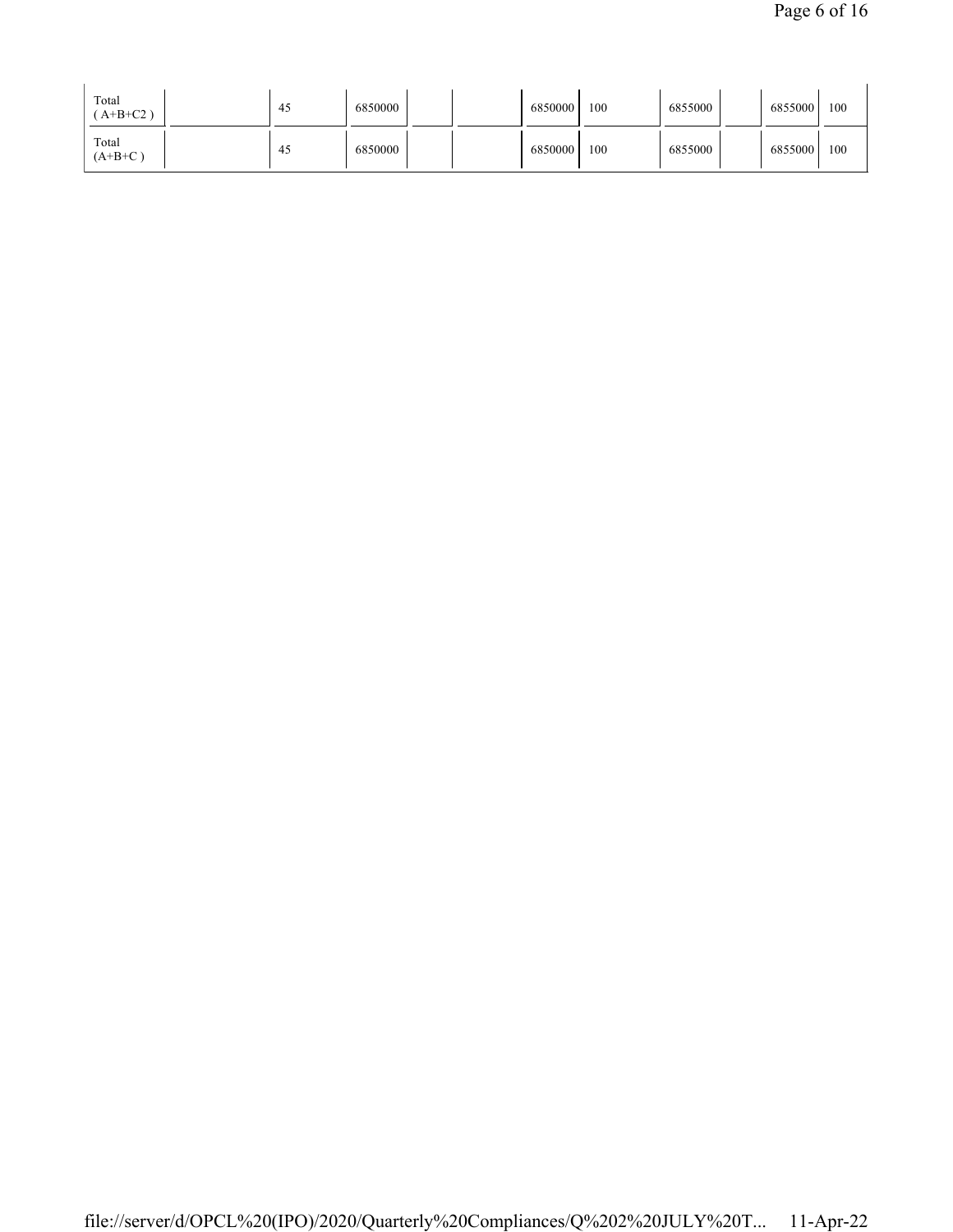| | | | | | | | | | | | |
|---|---|---|---|---|---|---|---|---|---|---|---|
| Total ( A+B+C2 ) | | 45 | 6850000 | | | 6850000 | 100 | 6855000 | | 6855000 | 100 |
| Total (A+B+C ) | | 45 | 6850000 | | | 6850000 | 100 | 6855000 | | 6855000 | 100 |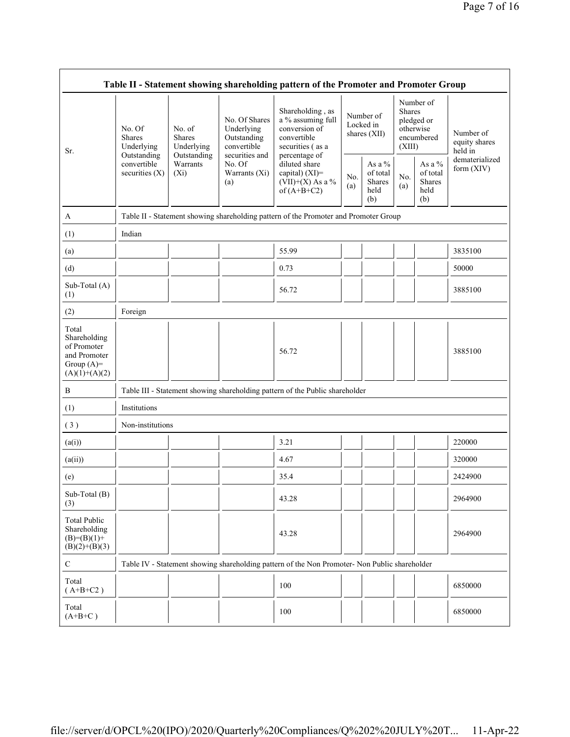**Table II - Statement showing shareholding pattern of the Promoter and Promoter Group**

| Sr. | No. Of Shares Underlying Outstanding convertible securities (X) | No. of Shares Underlying Outstanding Warrants (Xi) | No. Of Shares Underlying Outstanding convertible securities and No. Of Warrants (Xi) (a) | Shareholding , as a % assuming full conversion of convertible securities ( as a percentage of diluted share capital) (XI)= (VII)+(X) As a % of (A+B+C2) | Number of Locked in shares (XII) | | Number of Shares pledged or otherwise encumbered (XIII) | | Number of equity shares held in dematerialized form (XIV) |
|---|---|---|---|---|---|---|---|---|---|
| | | | | | No. (a) | As a % of total Shares held (b) | No. (a) | As a % of total Shares held (b) | |
| A | Table II - Statement showing shareholding pattern of the Promoter and Promoter Group | | | | | | | | |
| (1) | Indian | | | | | | | | |
| (a) | | | | 55.99 | | | | | 3835100 |
| (d) | | | | 0.73 | | | | | 50000 |
| Sub-Total (A) (1) | | | | 56.72 | | | | | 3885100 |
| (2) | Foreign | | | | | | | | |
| Total Shareholding of Promoter and Promoter Group (A)= (A)(1)+(A)(2) | | | | 56.72 | | | | | 3885100 |
| B | Table III - Statement showing shareholding pattern of the Public shareholder | | | | | | | | |
| (1) | Institutions | | | | | | | | |
| ( 3 ) | Non-institutions | | | | | | | | |
| (a(i)) | | | | 3.21 | | | | | 220000 |
| (a(ii)) | | | | 4.67 | | | | | 320000 |
| (e) | | | | 35.4 | | | | | 2424900 |
| Sub-Total (B) (3) | | | | 43.28 | | | | | 2964900 |
| Total Public Shareholding (B)=(B)(1)+ (B)(2)+(B)(3) | | | | 43.28 | | | | | 2964900 |
| C | Table IV - Statement showing shareholding pattern of the Non Promoter- Non Public shareholder | | | | | | | | |
| Total ( A+B+C2 ) | | | | 100 | | | | | 6850000 |
| Total (A+B+C ) | | | | 100 | | | | | 6850000 |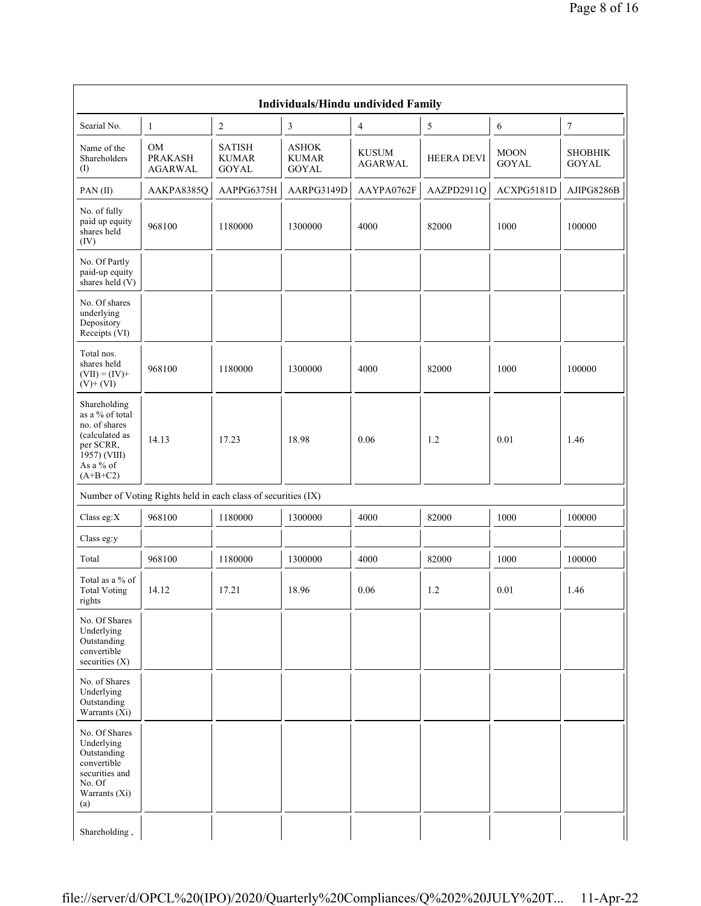| Individuals/Hindu undivided Family | | | | | | | |
|---|---|---|---|---|---|---|---|
| Searial No. | 1 | 2 | 3 | 4 | 5 | 6 | 7 |
| Name of the Shareholders (I) | OM PRAKASH AGARWAL | SATISH KUMAR GOYAL | ASHOK KUMAR GOYAL | KUSUM AGARWAL | HEERA DEVI | MOON GOYAL | SHOBHIK GOYAL |
| PAN (II) | AAKPA8385Q | AAPPG6375H | AARPG3149D | AAYPA0762F | AAZPD2911Q | ACXPG5181D | AJIPG8286B |
| No. of fully paid up equity shares held (IV) | 968100 | 1180000 | 1300000 | 4000 | 82000 | 1000 | 100000 |
| No. Of Partly paid-up equity shares held (V) | | | | | | | |
| No. Of shares underlying Depository Receipts (VI) | | | | | | | |
| Total nos. shares held (VII) = (IV)+ (V)+ (VI) | 968100 | 1180000 | 1300000 | 4000 | 82000 | 1000 | 100000 |
| Shareholding as a % of total no. of shares (calculated as per SCRR, 1957) (VIII) As a % of (A+B+C2) | 14.13 | 17.23 | 18.98 | 0.06 | 1.2 | 0.01 | 1.46 |
| Number of Voting Rights held in each class of securities (IX) | | | | | | | |
| Class eg:X | 968100 | 1180000 | 1300000 | 4000 | 82000 | 1000 | 100000 |
| Class eg:y | | | | | | | |
| Total | 968100 | 1180000 | 1300000 | 4000 | 82000 | 1000 | 100000 |
| Total as a % of Total Voting rights | 14.12 | 17.21 | 18.96 | 0.06 | 1.2 | 0.01 | 1.46 |
| No. Of Shares Underlying Outstanding convertible securities (X) | | | | | | | |
| No. of Shares Underlying Outstanding Warrants (Xi) | | | | | | | |
| No. Of Shares Underlying Outstanding convertible securities and No. Of Warrants (Xi) (a) | | | | | | | |
| Shareholding , | | | | | | | |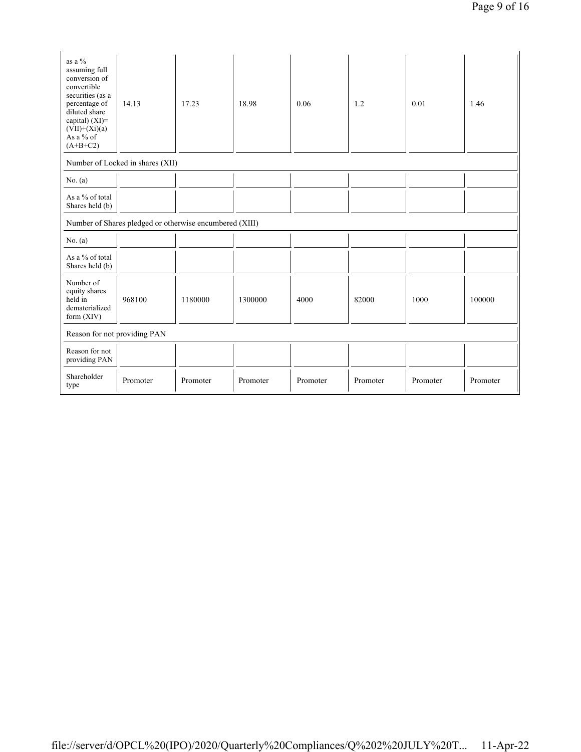| as a % assuming full conversion of convertible securities (as a percentage of diluted share capital) (XI)= (VII)+(Xi)(a) As a % of (A+B+C2) | 14.13 | 17.23 | 18.98 | 0.06 | 1.2 | 0.01 | 1.46 |
|---|---|---|---|---|---|---|---|
| Number of Locked in shares (XII) | | | | | | | |
| No. (a) | | | | | | | |
| As a % of total Shares held (b) | | | | | | | |
| Number of Shares pledged or otherwise encumbered (XIII) | | | | | | | |
| No. (a) | | | | | | | |
| As a % of total Shares held (b) | | | | | | | |
| Number of equity shares held in dematerialized form (XIV) | 968100 | 1180000 | 1300000 | 4000 | 82000 | 1000 | 100000 |
| Reason for not providing PAN | | | | | | | |
| Reason for not providing PAN | | | | | | | |
| Shareholder type | Promoter | Promoter | Promoter | Promoter | Promoter | Promoter | Promoter |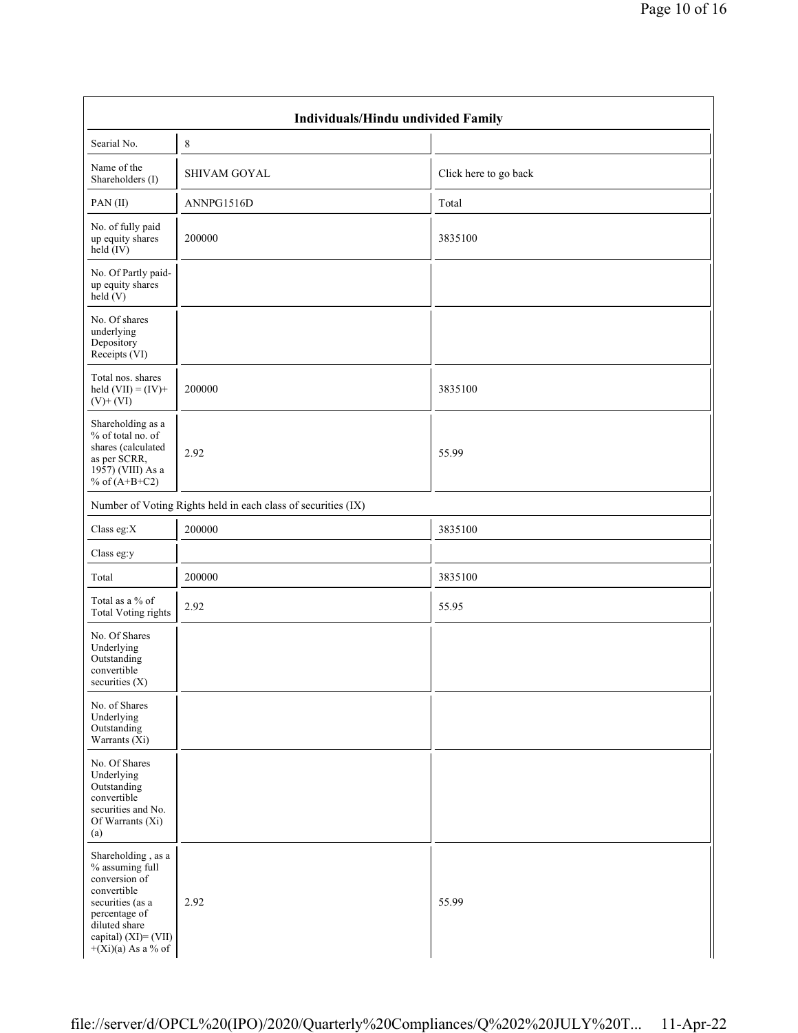| Individuals/Hindu undivided Family | | |
|---|---|---|
| Searial No. | 8 | |
| Name of the Shareholders (I) | SHIVAM GOYAL | Click here to go back |
| PAN (II) | ANNPG1516D | Total |
| No. of fully paid up equity shares held (IV) | 200000 | 3835100 |
| No. Of Partly paid-up equity shares held (V) | | |
| No. Of shares underlying Depository Receipts (VI) | | |
| Total nos. shares held (VII) = (IV)+ (V)+ (VI) | 200000 | 3835100 |
| Shareholding as a % of total no. of shares (calculated as per SCRR, 1957) (VIII) As a % of (A+B+C2) | 2.92 | 55.99 |
| Number of Voting Rights held in each class of securities (IX) | | |
| Class eg:X | 200000 | 3835100 |
| Class eg:y | | |
| Total | 200000 | 3835100 |
| Total as a % of Total Voting rights | 2.92 | 55.95 |
| No. Of Shares Underlying Outstanding convertible securities (X) | | |
| No. of Shares Underlying Outstanding Warrants (Xi) | | |
| No. Of Shares Underlying Outstanding convertible securities and No. Of Warrants (Xi) (a) | | |
| Shareholding , as a % assuming full conversion of convertible securities (as a percentage of diluted share capital) (XI)= (VII) +(Xi)(a) As a % of | 2.92 | 55.99 |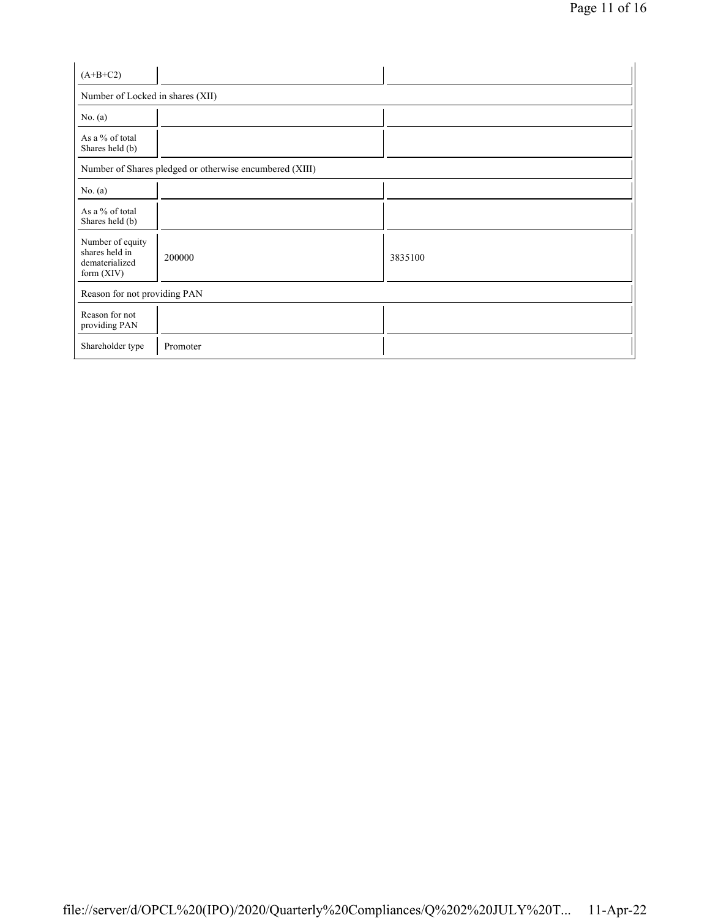| (A+B+C2) | | |
|---|---|---|
| Number of Locked in shares (XII) | | |
| No. (a) | | |
| As a % of total Shares held (b) | | |
| Number of Shares pledged or otherwise encumbered (XIII) | | |
| No. (a) | | |
| As a % of total Shares held (b) | | |
| Number of equity shares held in dematerialized form (XIV) | 200000 | 3835100 |
| Reason for not providing PAN | | |
| Reason for not providing PAN | | |
| Shareholder type | Promoter | |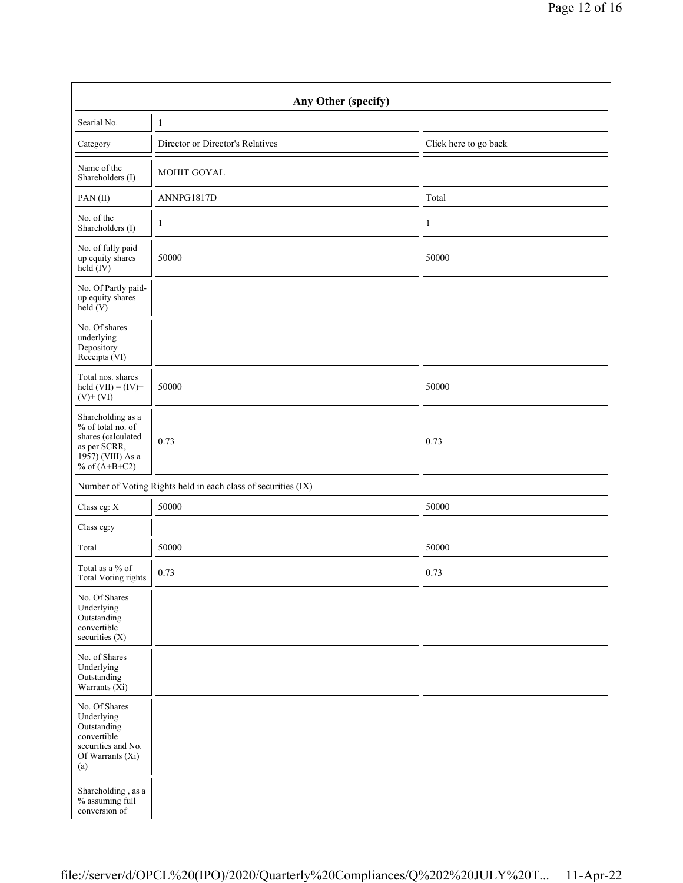| Any Other (specify) | | |
|---|---|---|
| Searial No. | 1 | |
| Category | Director or Director's Relatives | Click here to go back |
| Name of the Shareholders (I) | MOHIT GOYAL | |
| PAN (II) | ANNPG1817D | Total |
| No. of the Shareholders (I) | 1 | 1 |
| No. of fully paid up equity shares held (IV) | 50000 | 50000 |
| No. Of Partly paid-up equity shares held (V) | | |
| No. Of shares underlying Depository Receipts (VI) | | |
| Total nos. shares held (VII) = (IV)+ (V)+ (VI) | 50000 | 50000 |
| Shareholding as a % of total no. of shares (calculated as per SCRR, 1957) (VIII) As a % of (A+B+C2) | 0.73 | 0.73 |
| Number of Voting Rights held in each class of securities (IX) | | |
| Class eg: X | 50000 | 50000 |
| Class eg:y | | |
| Total | 50000 | 50000 |
| Total as a % of Total Voting rights | 0.73 | 0.73 |
| No. Of Shares Underlying Outstanding convertible securities (X) | | |
| No. of Shares Underlying Outstanding Warrants (Xi) | | |
| No. Of Shares Underlying Outstanding convertible securities and No. Of Warrants (Xi) (a) | | |
| Shareholding , as a % assuming full conversion of | | |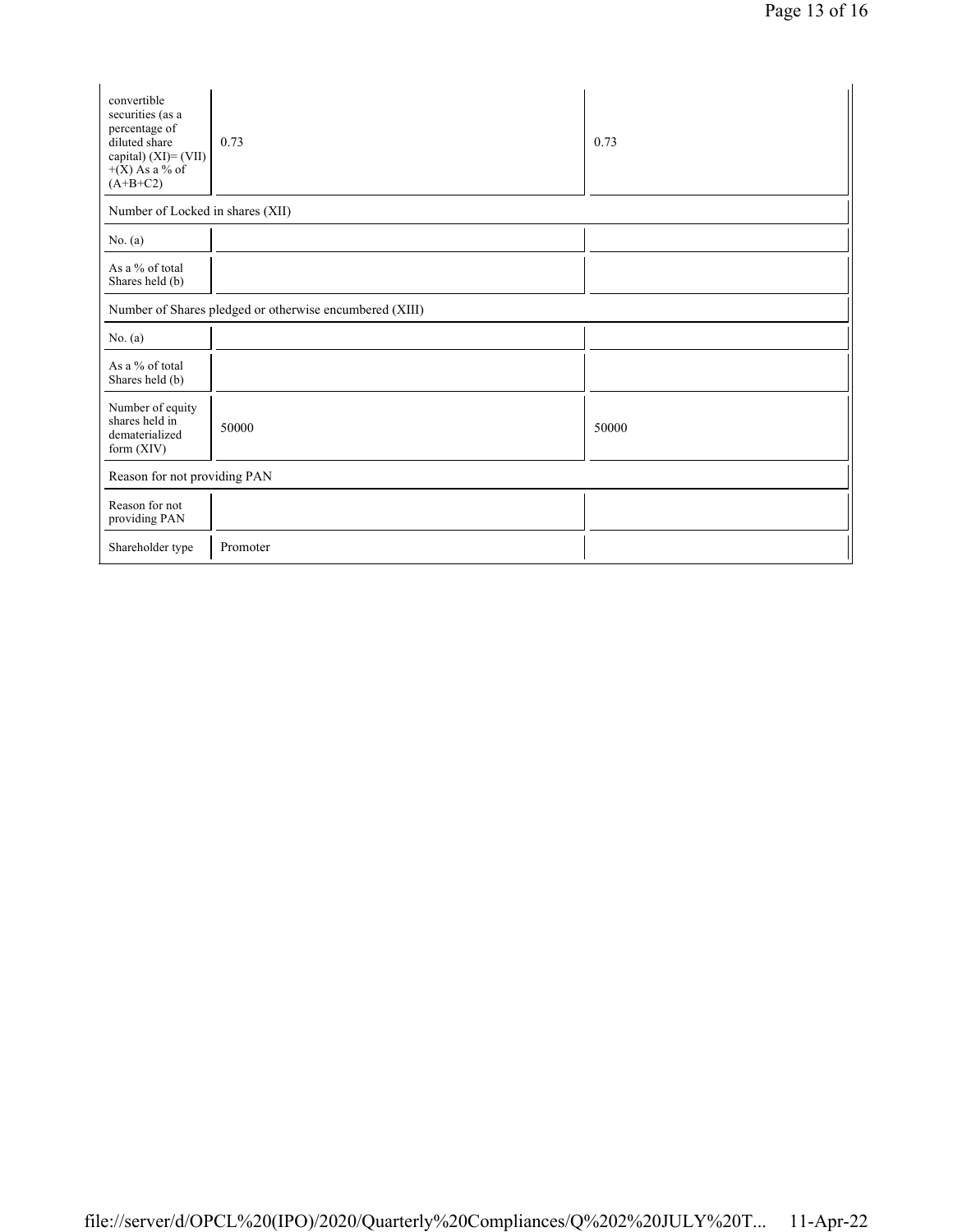| | | |
|---|---|---|
| convertible securities (as a percentage of diluted share capital) (XI)= (VII) +(X) As a % of (A+B+C2) | 0.73 | 0.73 |
| Number of Locked in shares (XII) | | |
| No. (a) | | |
| As a % of total Shares held (b) | | |
| Number of Shares pledged or otherwise encumbered (XIII) | | |
| No. (a) | | |
| As a % of total Shares held (b) | | |
| Number of equity shares held in dematerialized form (XIV) | 50000 | 50000 |
| Reason for not providing PAN | | |
| Reason for not providing PAN | | |
| Shareholder type | Promoter | |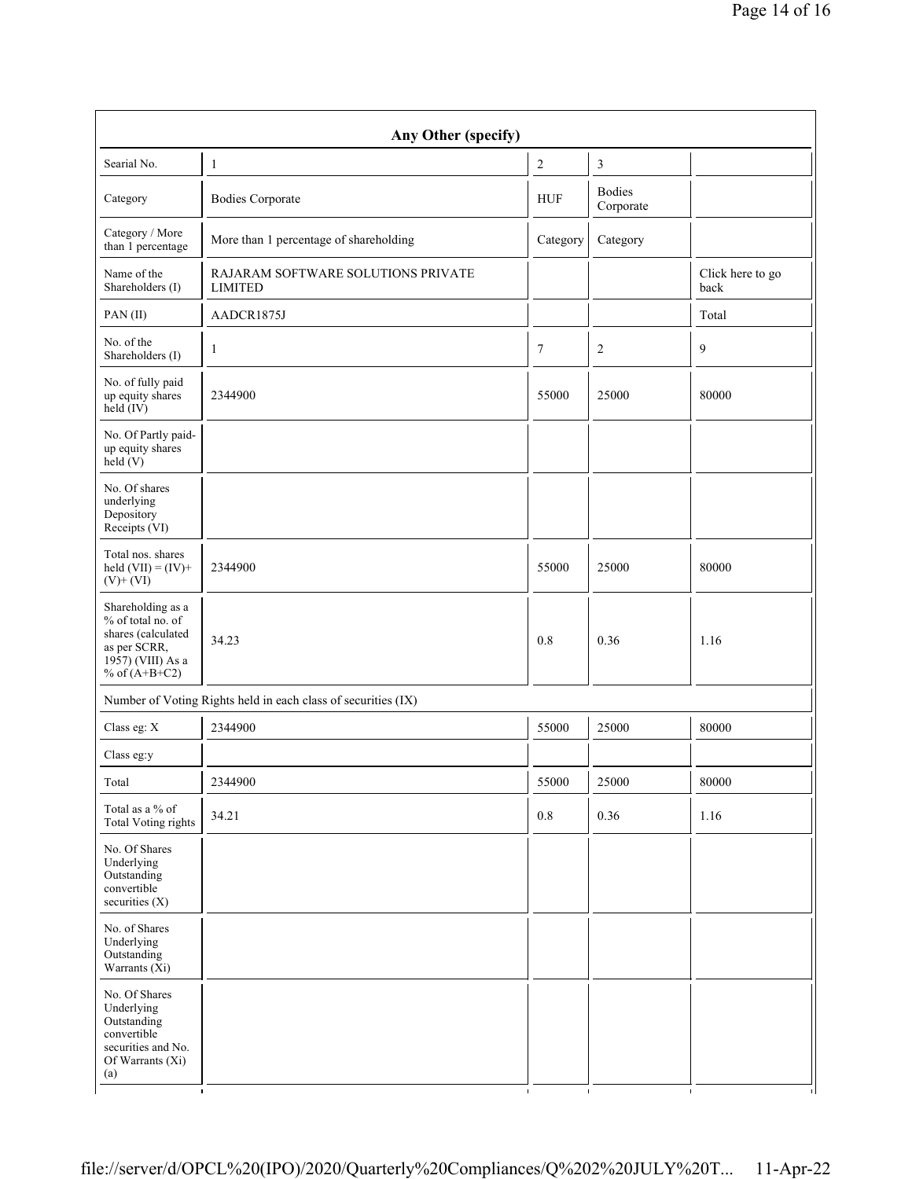| Any Other (specify) | | | | |
|---|---|---|---|---|
| Searial No. | 1 | 2 | 3 | |
| Category | Bodies Corporate | HUF | Bodies Corporate | |
| Category / More than 1 percentage | More than 1 percentage of shareholding | Category | Category | |
| Name of the Shareholders (I) | RAJARAM SOFTWARE SOLUTIONS PRIVATE LIMITED | | | Click here to go back |
| PAN (II) | AADCR1875J | | | Total |
| No. of the Shareholders (I) | 1 | 7 | 2 | 9 |
| No. of fully paid up equity shares held (IV) | 2344900 | 55000 | 25000 | 80000 |
| No. Of Partly paid-up equity shares held (V) | | | | |
| No. Of shares underlying Depository Receipts (VI) | | | | |
| Total nos. shares held (VII) = (IV)+ (V)+ (VI) | 2344900 | 55000 | 25000 | 80000 |
| Shareholding as a % of total no. of shares (calculated as per SCRR, 1957) (VIII) As a % of (A+B+C2) | 34.23 | 0.8 | 0.36 | 1.16 |
| Number of Voting Rights held in each class of securities (IX) | | | | |
| Class eg: X | 2344900 | 55000 | 25000 | 80000 |
| Class eg:y | | | | |
| Total | 2344900 | 55000 | 25000 | 80000 |
| Total as a % of Total Voting rights | 34.21 | 0.8 | 0.36 | 1.16 |
| No. Of Shares Underlying Outstanding convertible securities (X) | | | | |
| No. of Shares Underlying Outstanding Warrants (Xi) | | | | |
| No. Of Shares Underlying Outstanding convertible securities and No. Of Warrants (Xi) (a) | | | | |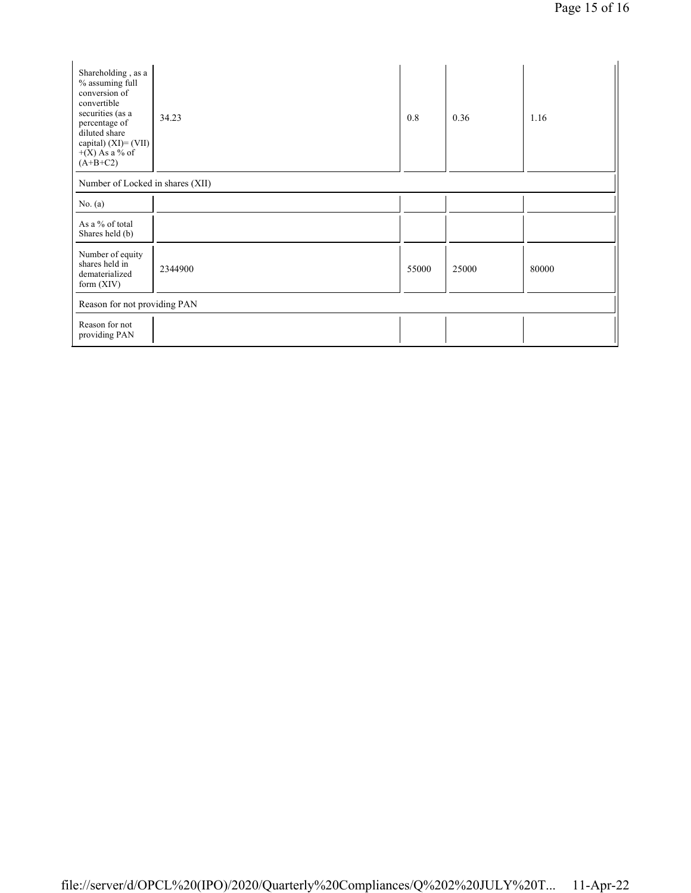| | | | | |
|---|---|---|---|---|
| Shareholding , as a % assuming full conversion of convertible securities (as a percentage of diluted share capital) (XI)= (VII)+(X) As a % of (A+B+C2) | 34.23 | 0.8 | 0.36 | 1.16 |
| Number of Locked in shares (XII) | | | | |
| No. (a) | | | | |
| As a % of total Shares held (b) | | | | |
| Number of equity shares held in dematerialized form (XIV) | 2344900 | 55000 | 25000 | 80000 |
| Reason for not providing PAN | | | | |
| Reason for not providing PAN | | | | |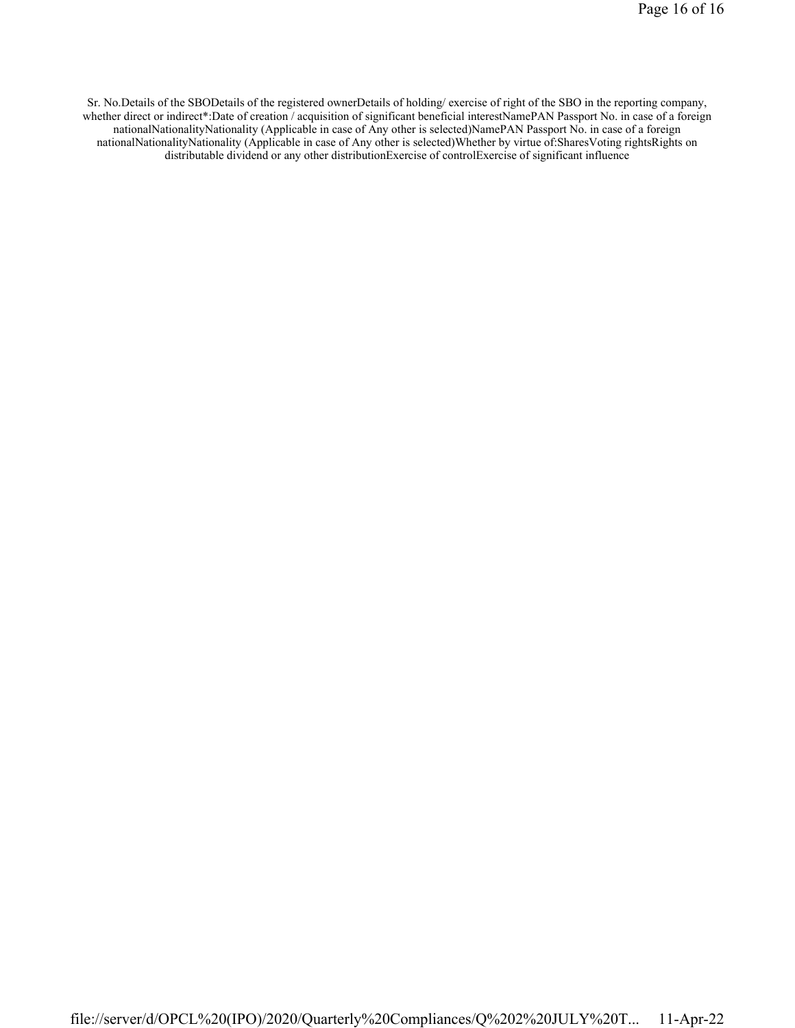Sr. No.Details of the SBODetails of the registered ownerDetails of holding/ exercise of right of the SBO in the reporting company, whether direct or indirect*:Date of creation / acquisition of significant beneficial interestNamePAN Passport No. in case of a foreign nationalNationalityNationality (Applicable in case of Any other is selected)NamePAN Passport No. in case of a foreign nationalNationalityNationality (Applicable in case of Any other is selected)Whether by virtue of:SharesVoting rightsRights on distributable dividend or any other distributionExercise of controlExercise of significant influence